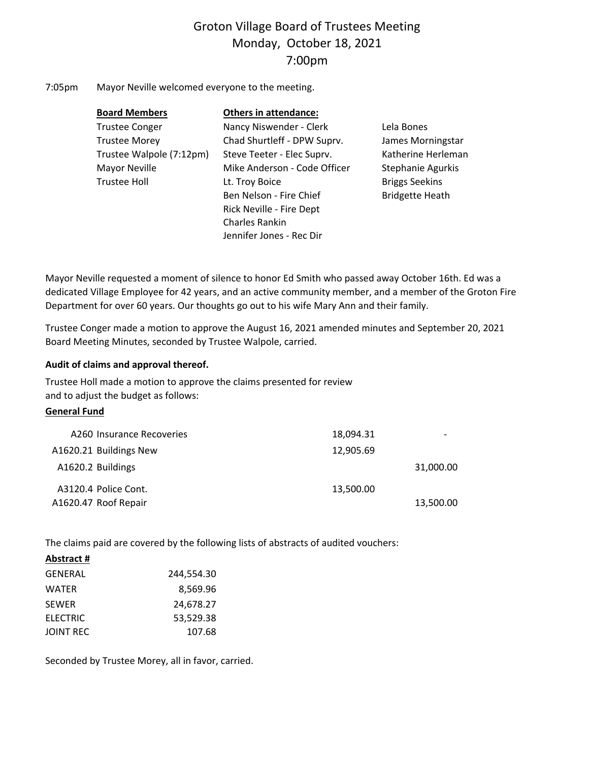# Groton Village Board of Trustees Meeting
## Monday, October 18, 2021
## 7:00pm

7:05pm Mayor Neville welcomed everyone to the meeting.

| **Board Members** | **Others in attendance:** | |
|---|---|---|
| Trustee Conger | Nancy Niswender - Clerk | Lela Bones |
| Trustee Morey | Chad Shurtleff - DPW Suprv. | James Morningstar |
| Trustee Walpole (7:12pm) | Steve Teeter - Elec Suprv. | Katherine Herleman |
| Mayor Neville | Mike Anderson - Code Officer | Stephanie Agurkis |
| Trustee Holl | Lt. Troy Boice | Briggs Seekins |
| | Ben Nelson - Fire Chief | Bridgette Heath |
| | Rick Neville - Fire Dept | |
| | Charles Rankin | |
| | Jennifer Jones - Rec Dir | |

Mayor Neville requested a moment of silence to honor Ed Smith who passed away October 16th. Ed was a dedicated Village Employee for 42 years, and an active community member, and a member of the Groton Fire Department for over 60 years. Our thoughts go out to his wife Mary Ann and their family.

Trustee Conger made a motion to approve the August 16, 2021 amended minutes and September 20, 2021 Board Meeting Minutes, seconded by Trustee Walpole, carried.

**Audit of claims and approval thereof.**

Trustee Holl made a motion to approve the claims presented for review and to adjust the budget as follows:

**General Fund**

| | | |
|---|---|---|
| A260 Insurance Recoveries | 18,094.31 | - |
| A1620.21 Buildings New | 12,905.69 | |
| A1620.2 Buildings | | 31,000.00 |
| A3120.4 Police Cont. | 13,500.00 | |
| A1620.47 Roof Repair | | 13,500.00 |

The claims paid are covered by the following lists of abstracts of audited vouchers:

| **Abstract #** | |
|---|---|
| GENERAL | 244,554.30 |
| WATER | 8,569.96 |
| SEWER | 24,678.27 |
| ELECTRIC | 53,529.38 |
| JOINT REC | 107.68 |

Seconded by Trustee Morey, all in favor, carried.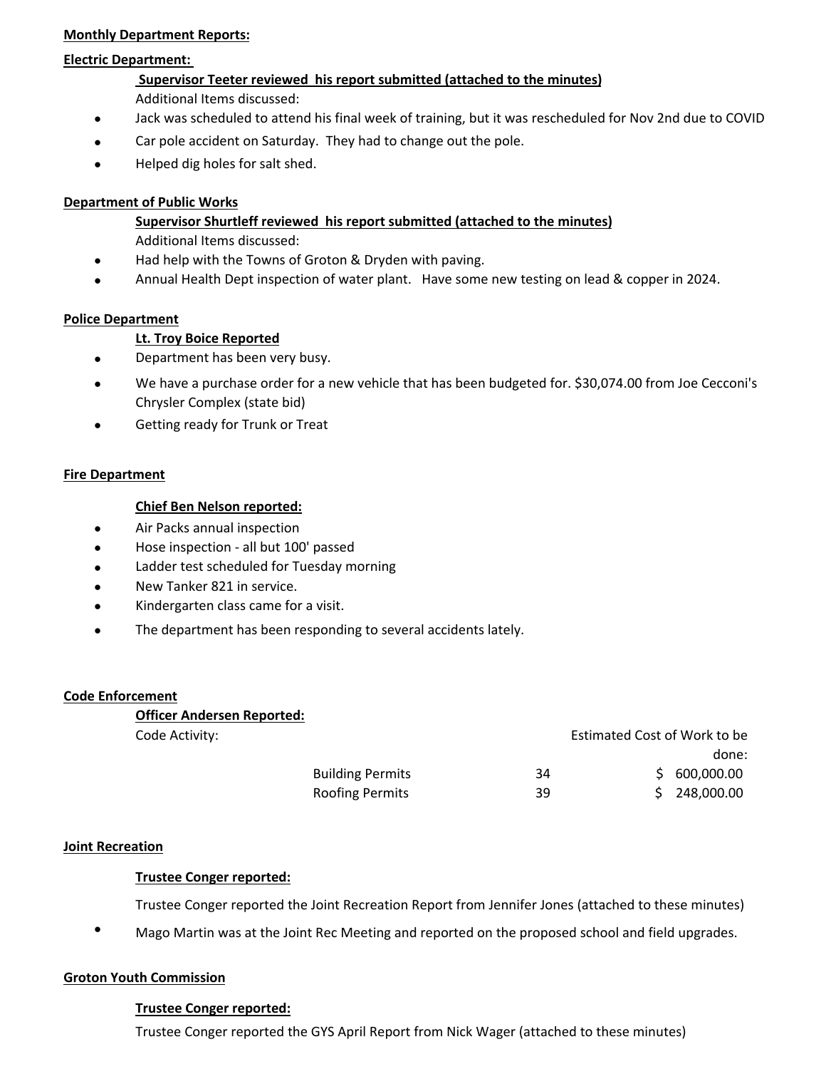**Monthly Department Reports:**

**Electric Department:**

**Supervisor Teeter reviewed his report submitted (attached to the minutes)**

Additional Items discussed:

- Jack was scheduled to attend his final week of training, but it was rescheduled for Nov 2nd due to COVID
- Car pole accident on Saturday. They had to change out the pole.
- Helped dig holes for salt shed.

**Department of Public Works**

**Supervisor Shurtleff reviewed his report submitted (attached to the minutes)**

Additional Items discussed:

- Had help with the Towns of Groton & Dryden with paving.
- Annual Health Dept inspection of water plant. Have some new testing on lead & copper in 2024.

**Police Department**

**Lt. Troy Boice Reported**

- Department has been very busy.
- We have a purchase order for a new vehicle that has been budgeted for. $30,074.00 from Joe Cecconi's Chrysler Complex (state bid)
- Getting ready for Trunk or Treat

**Fire Department**

**Chief Ben Nelson reported:**

- Air Packs annual inspection
- Hose inspection - all but 100' passed
- Ladder test scheduled for Tuesday morning
- New Tanker 821 in service.
- Kindergarten class came for a visit.
- The department has been responding to several accidents lately.

**Code Enforcement**

**Officer Andersen Reported:**

| Code Activity: | | Estimated Cost of Work to be done: |
|---|---|---|
| Building Permits | 34 | $ 600,000.00 |
| Roofing Permits | 39 | $ 248,000.00 |

**Joint Recreation**

**Trustee Conger reported:**

Trustee Conger reported the Joint Recreation Report from Jennifer Jones (attached to these minutes)

- Mago Martin was at the Joint Rec Meeting and reported on the proposed school and field upgrades.

**Groton Youth Commission**

**Trustee Conger reported:**

Trustee Conger reported the GYS April Report from Nick Wager (attached to these minutes)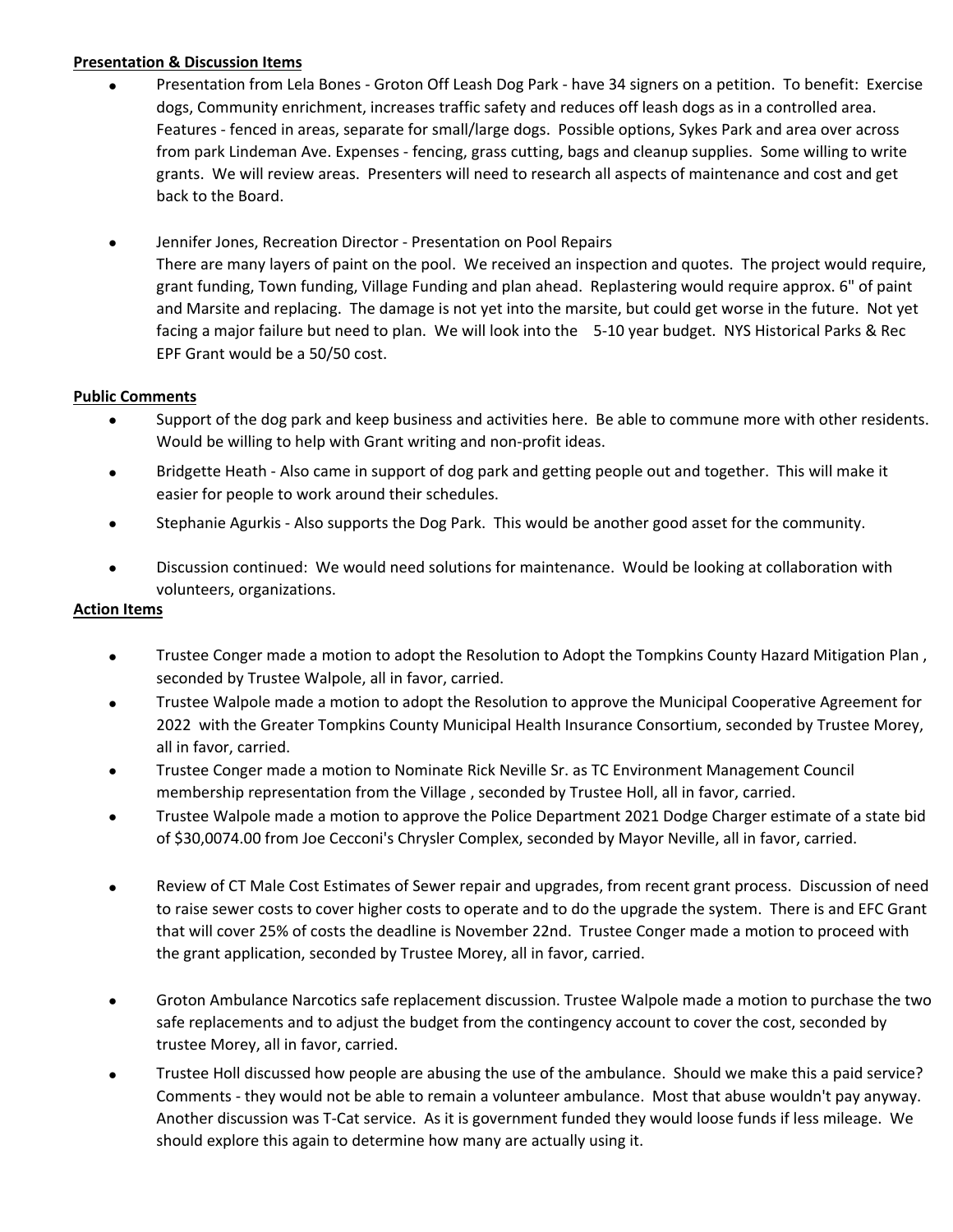**Presentation & Discussion Items**

- Presentation from Lela Bones - Groton Off Leash Dog Park - have 34 signers on a petition. To benefit: Exercise dogs, Community enrichment, increases traffic safety and reduces off leash dogs as in a controlled area. Features - fenced in areas, separate for small/large dogs. Possible options, Sykes Park and area over across from park Lindeman Ave. Expenses - fencing, grass cutting, bags and cleanup supplies. Some willing to write grants. We will review areas. Presenters will need to research all aspects of maintenance and cost and get back to the Board.
- Jennifer Jones, Recreation Director - Presentation on Pool Repairs
  There are many layers of paint on the pool. We received an inspection and quotes. The project would require, grant funding, Town funding, Village Funding and plan ahead. Replastering would require approx. 6" of paint and Marsite and replacing. The damage is not yet into the marsite, but could get worse in the future. Not yet facing a major failure but need to plan. We will look into the 5-10 year budget. NYS Historical Parks & Rec EPF Grant would be a 50/50 cost.

**Public Comments**

- Support of the dog park and keep business and activities here. Be able to commune more with other residents. Would be willing to help with Grant writing and non-profit ideas.
- Bridgette Heath - Also came in support of dog park and getting people out and together. This will make it easier for people to work around their schedules.
- Stephanie Agurkis - Also supports the Dog Park. This would be another good asset for the community.
- Discussion continued: We would need solutions for maintenance. Would be looking at collaboration with volunteers, organizations.

**Action Items**

- Trustee Conger made a motion to adopt the Resolution to Adopt the Tompkins County Hazard Mitigation Plan , seconded by Trustee Walpole, all in favor, carried.
- Trustee Walpole made a motion to adopt the Resolution to approve the Municipal Cooperative Agreement for 2022 with the Greater Tompkins County Municipal Health Insurance Consortium, seconded by Trustee Morey, all in favor, carried.
- Trustee Conger made a motion to Nominate Rick Neville Sr. as TC Environment Management Council membership representation from the Village , seconded by Trustee Holl, all in favor, carried.
- Trustee Walpole made a motion to approve the Police Department 2021 Dodge Charger estimate of a state bid of $30,0074.00 from Joe Cecconi's Chrysler Complex, seconded by Mayor Neville, all in favor, carried.
- Review of CT Male Cost Estimates of Sewer repair and upgrades, from recent grant process. Discussion of need to raise sewer costs to cover higher costs to operate and to do the upgrade the system. There is and EFC Grant that will cover 25% of costs the deadline is November 22nd. Trustee Conger made a motion to proceed with the grant application, seconded by Trustee Morey, all in favor, carried.
- Groton Ambulance Narcotics safe replacement discussion. Trustee Walpole made a motion to purchase the two safe replacements and to adjust the budget from the contingency account to cover the cost, seconded by trustee Morey, all in favor, carried.
- Trustee Holl discussed how people are abusing the use of the ambulance. Should we make this a paid service? Comments - they would not be able to remain a volunteer ambulance. Most that abuse wouldn't pay anyway. Another discussion was T-Cat service. As it is government funded they would loose funds if less mileage. We should explore this again to determine how many are actually using it.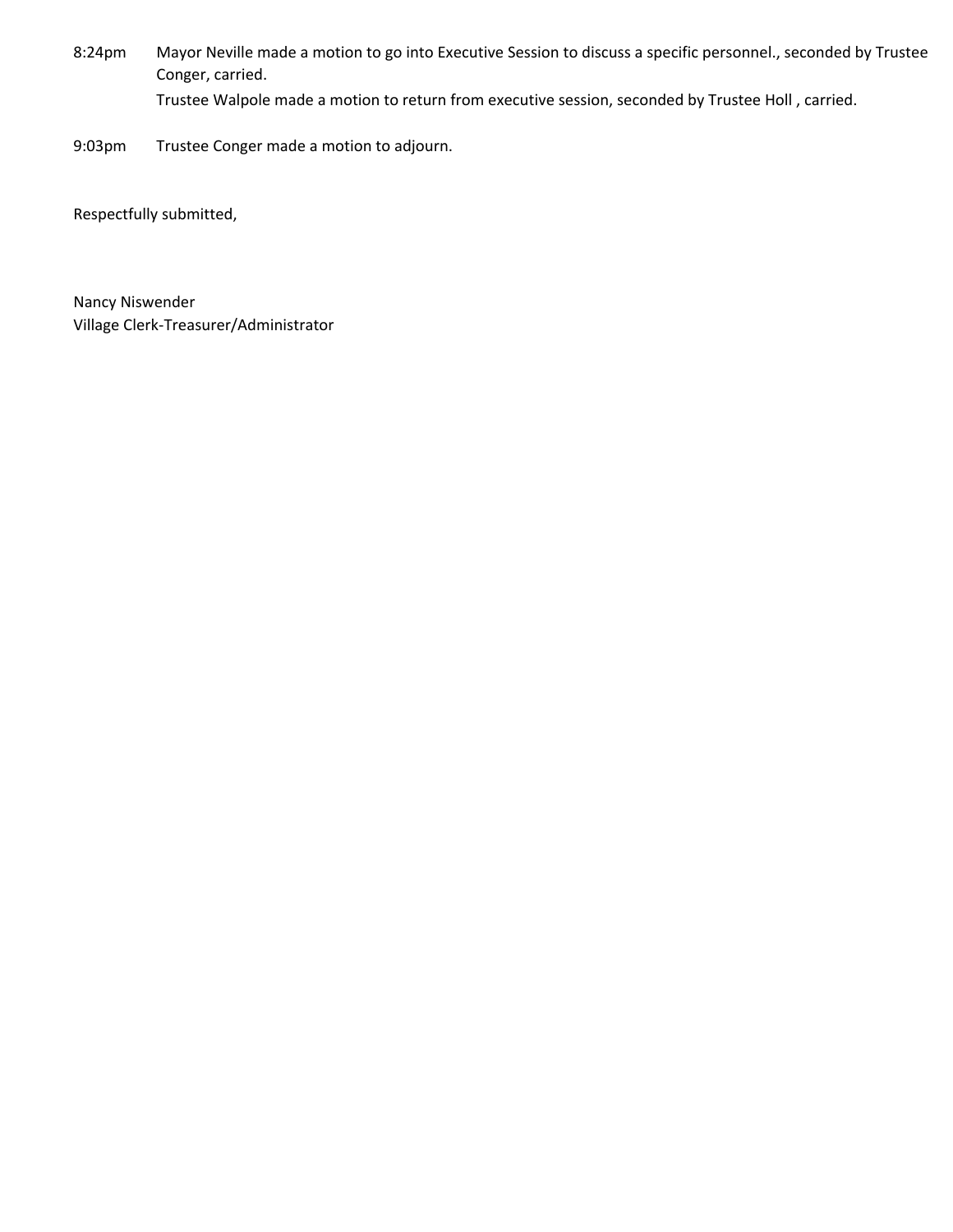8:24pm Mayor Neville made a motion to go into Executive Session to discuss a specific personnel., seconded by Trustee Conger, carried.

Trustee Walpole made a motion to return from executive session, seconded by Trustee Holl , carried.

9:03pm Trustee Conger made a motion to adjourn.

Respectfully submitted,

Nancy Niswender
Village Clerk-Treasurer/Administrator